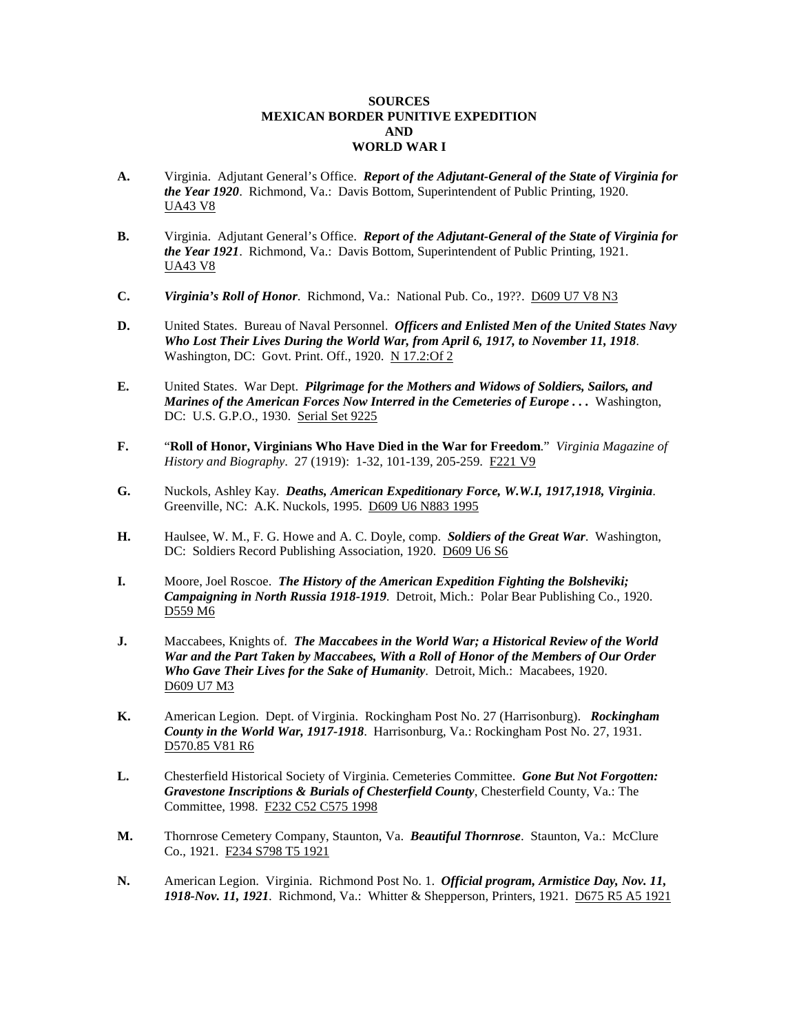# SOURCES
# MEXICAN BORDER PUNITIVE EXPEDITION
# AND
# WORLD WAR I

**A.** Virginia. Adjutant General's Office. ***Report of the Adjutant-General of the State of Virginia for the Year 1920***. Richmond, Va.: Davis Bottom, Superintendent of Public Printing, 1920. <u>UA43 V8</u>

**B.** Virginia. Adjutant General's Office. ***Report of the Adjutant-General of the State of Virginia for the Year 1921***. Richmond, Va.: Davis Bottom, Superintendent of Public Printing, 1921. <u>UA43 V8</u>

**C.** ***Virginia's Roll of Honor***. Richmond, Va.: National Pub. Co., 19??. <u>D609 U7 V8 N3</u>

**D.** United States. Bureau of Naval Personnel. ***Officers and Enlisted Men of the United States Navy Who Lost Their Lives During the World War, from April 6, 1917, to November 11, 1918***. Washington, DC: Govt. Print. Off., 1920. <u>N 17.2:Of 2</u>

**E.** United States. War Dept. ***Pilgrimage for the Mothers and Widows of Soldiers, Sailors, and Marines of the American Forces Now Interred in the Cemeteries of Europe . . .*** Washington, DC: U.S. G.P.O., 1930. <u>Serial Set 9225</u>

**F.** "**Roll of Honor, Virginians Who Have Died in the War for Freedom**." *Virginia Magazine of History and Biography*. 27 (1919): 1-32, 101-139, 205-259. <u>F221 V9</u>

**G.** Nuckols, Ashley Kay. ***Deaths, American Expeditionary Force, W.W.I, 1917,1918, Virginia***. Greenville, NC: A.K. Nuckols, 1995. <u>D609 U6 N883 1995</u>

**H.** Haulsee, W. M., F. G. Howe and A. C. Doyle, comp. ***Soldiers of the Great War***. Washington, DC: Soldiers Record Publishing Association, 1920. <u>D609 U6 S6</u>

**I.** Moore, Joel Roscoe. ***The History of the American Expedition Fighting the Bolsheviki; Campaigning in North Russia 1918-1919***. Detroit, Mich.: Polar Bear Publishing Co., 1920. <u>D559 M6</u>

**J.** Maccabees, Knights of. ***The Maccabees in the World War; a Historical Review of the World War and the Part Taken by Maccabees, With a Roll of Honor of the Members of Our Order Who Gave Their Lives for the Sake of Humanity***. Detroit, Mich.: Macabees, 1920. <u>D609 U7 M3</u>

**K.** American Legion. Dept. of Virginia. Rockingham Post No. 27 (Harrisonburg). ***Rockingham County in the World War, 1917-1918***. Harrisonburg, Va.: Rockingham Post No. 27, 1931. <u>D570.85 V81 R6</u>

**L.** Chesterfield Historical Society of Virginia. Cemeteries Committee. ***Gone But Not Forgotten: Gravestone Inscriptions & Burials of Chesterfield County***, Chesterfield County, Va.: The Committee, 1998. <u>F232 C52 C575 1998</u>

**M.** Thornrose Cemetery Company, Staunton, Va. ***Beautiful Thornrose***. Staunton, Va.: McClure Co., 1921. <u>F234 S798 T5 1921</u>

**N.** American Legion. Virginia. Richmond Post No. 1. ***Official program, Armistice Day, Nov. 11, 1918-Nov. 11, 1921***. Richmond, Va.: Whitter & Shepperson, Printers, 1921. <u>D675 R5 A5 1921</u>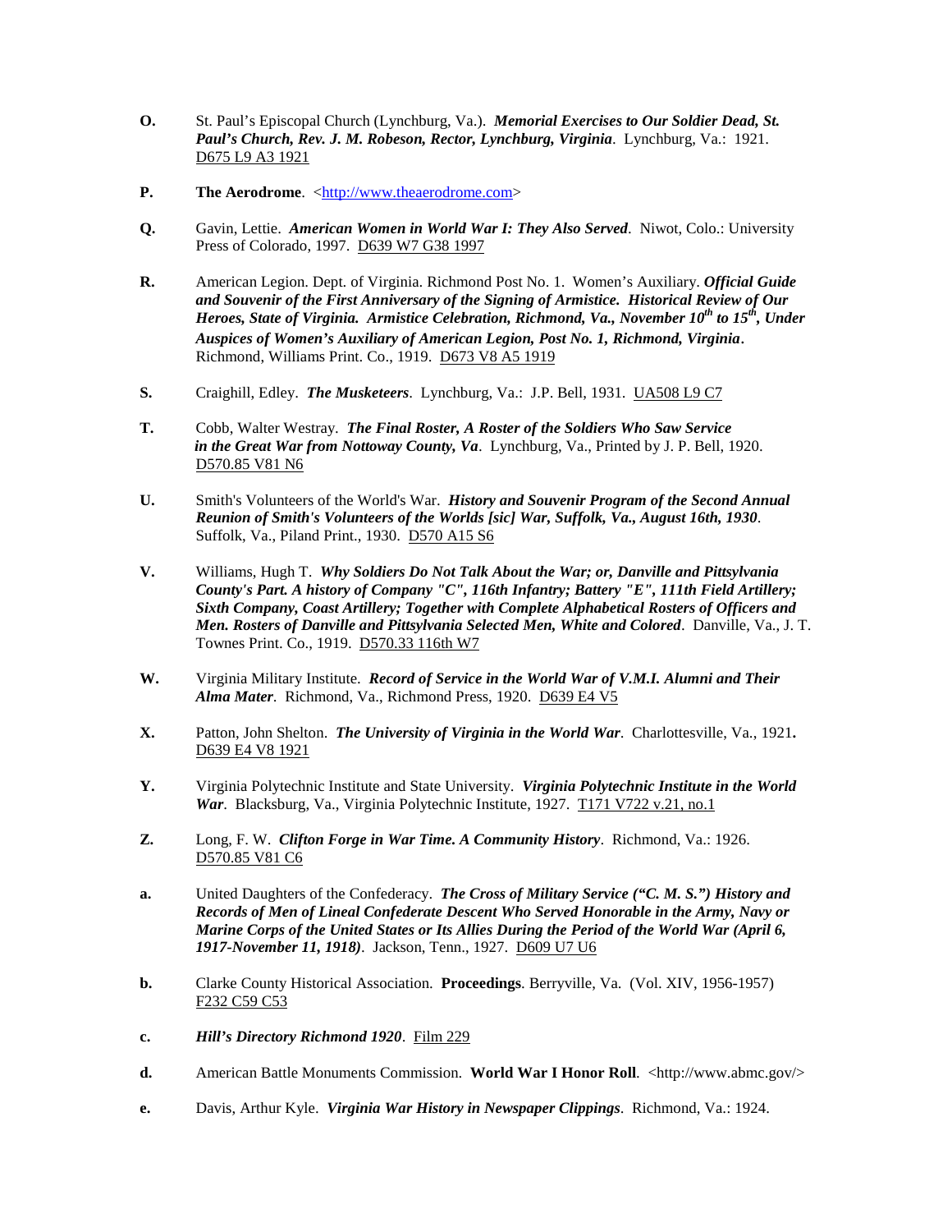**O.** St. Paul's Episcopal Church (Lynchburg, Va.). ***Memorial Exercises to Our Soldier Dead, St. Paul's Church, Rev. J. M. Robeson, Rector, Lynchburg, Virginia***. Lynchburg, Va.: 1921. D675 L9 A3 1921

**P.** **The Aerodrome**. <http://www.theaerodrome.com>

**Q.** Gavin, Lettie. ***American Women in World War I: They Also Served***. Niwot, Colo.: University Press of Colorado, 1997. D639 W7 G38 1997

**R.** American Legion. Dept. of Virginia. Richmond Post No. 1. Women's Auxiliary. ***Official Guide and Souvenir of the First Anniversary of the Signing of Armistice. Historical Review of Our Heroes, State of Virginia. Armistice Celebration, Richmond, Va., November 10th to 15th, Under Auspices of Women's Auxiliary of American Legion, Post No. 1, Richmond, Virginia***. Richmond, Williams Print. Co., 1919. D673 V8 A5 1919

**S.** Craighill, Edley. ***The Musketeers***. Lynchburg, Va.: J.P. Bell, 1931. UA508 L9 C7

**T.** Cobb, Walter Westray. ***The Final Roster, A Roster of the Soldiers Who Saw Service in the Great War from Nottoway County, Va***. Lynchburg, Va., Printed by J. P. Bell, 1920. D570.85 V81 N6

**U.** Smith's Volunteers of the World's War. ***History and Souvenir Program of the Second Annual Reunion of Smith's Volunteers of the Worlds [sic] War, Suffolk, Va., August 16th, 1930***. Suffolk, Va., Piland Print., 1930. D570 A15 S6

**V.** Williams, Hugh T. ***Why Soldiers Do Not Talk About the War; or, Danville and Pittsylvania County's Part. A history of Company "C", 116th Infantry; Battery "E", 111th Field Artillery; Sixth Company, Coast Artillery; Together with Complete Alphabetical Rosters of Officers and Men. Rosters of Danville and Pittsylvania Selected Men, White and Colored***. Danville, Va., J. T. Townes Print. Co., 1919. D570.33 116th W7

**W.** Virginia Military Institute. ***Record of Service in the World War of V.M.I. Alumni and Their Alma Mater***. Richmond, Va., Richmond Press, 1920. D639 E4 V5

**X.** Patton, John Shelton. ***The University of Virginia in the World War***. Charlottesville, Va., 1921. D639 E4 V8 1921

**Y.** Virginia Polytechnic Institute and State University. ***Virginia Polytechnic Institute in the World War***. Blacksburg, Va., Virginia Polytechnic Institute, 1927. T171 V722 v.21, no.1

**Z.** Long, F. W. ***Clifton Forge in War Time. A Community History***. Richmond, Va.: 1926. D570.85 V81 C6

**a.** United Daughters of the Confederacy. ***The Cross of Military Service ("C. M. S.") History and Records of Men of Lineal Confederate Descent Who Served Honorable in the Army, Navy or Marine Corps of the United States or Its Allies During the Period of the World War (April 6, 1917-November 11, 1918)***. Jackson, Tenn., 1927. D609 U7 U6

**b.** Clarke County Historical Association. **Proceedings**. Berryville, Va. (Vol. XIV, 1956-1957) F232 C59 C53

**c.** ***Hill's Directory Richmond 1920***. Film 229

**d.** American Battle Monuments Commission. **World War I Honor Roll**. <http://www.abmc.gov/>

**e.** Davis, Arthur Kyle. ***Virginia War History in Newspaper Clippings***. Richmond, Va.: 1924.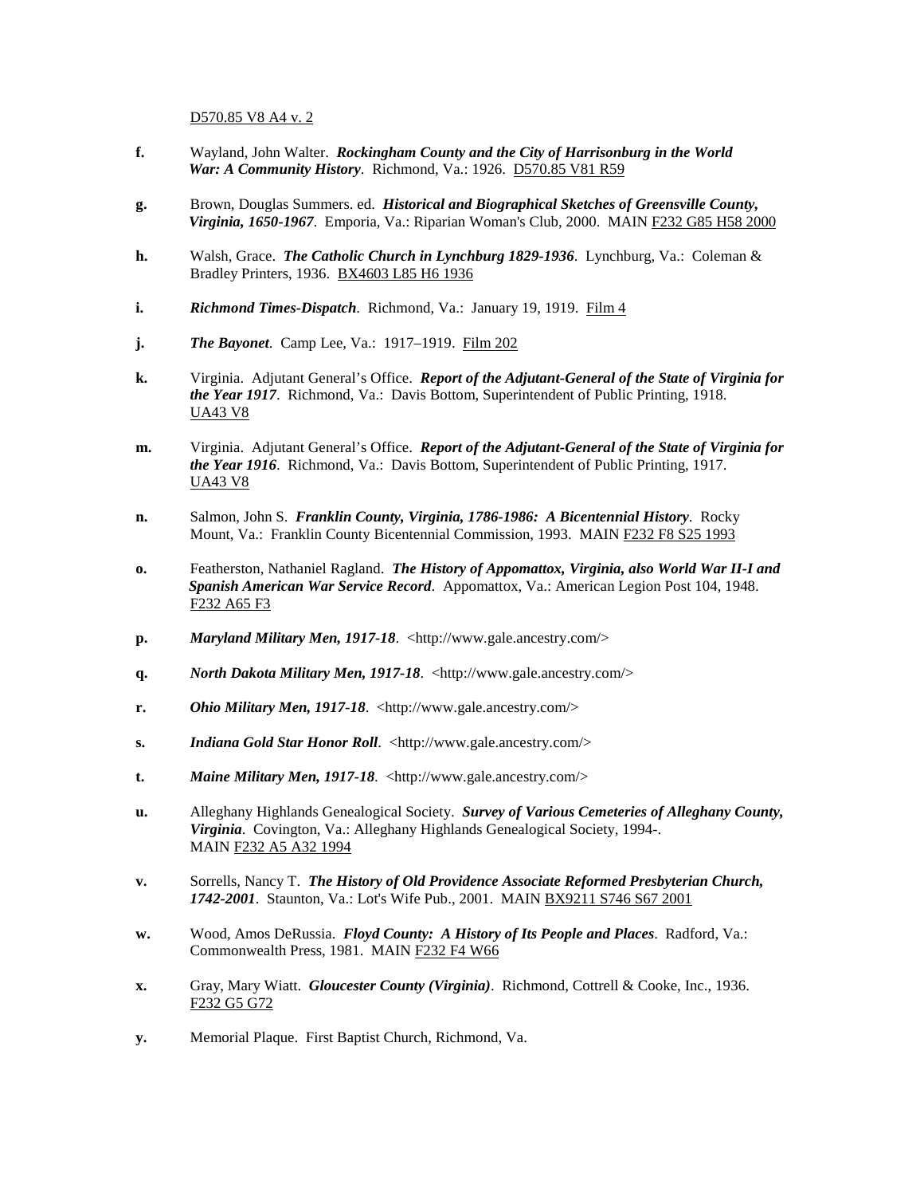D570.85 V8 A4 v. 2

**f.** Wayland, John Walter. ***Rockingham County and the City of Harrisonburg in the World War: A Community History***. Richmond, Va.: 1926. D570.85 V81 R59

**g.** Brown, Douglas Summers. ed. ***Historical and Biographical Sketches of Greensville County, Virginia, 1650-1967***. Emporia, Va.: Riparian Woman's Club, 2000. MAIN F232 G85 H58 2000

**h.** Walsh, Grace. ***The Catholic Church in Lynchburg 1829-1936***. Lynchburg, Va.: Coleman & Bradley Printers, 1936. BX4603 L85 H6 1936

**i.** ***Richmond Times-Dispatch***. Richmond, Va.: January 19, 1919. Film 4

**j.** ***The Bayonet***. Camp Lee, Va.: 1917–1919. Film 202

**k.** Virginia. Adjutant General's Office. ***Report of the Adjutant-General of the State of Virginia for the Year 1917***. Richmond, Va.: Davis Bottom, Superintendent of Public Printing, 1918. UA43 V8

**m.** Virginia. Adjutant General's Office. ***Report of the Adjutant-General of the State of Virginia for the Year 1916***. Richmond, Va.: Davis Bottom, Superintendent of Public Printing, 1917. UA43 V8

**n.** Salmon, John S. ***Franklin County, Virginia, 1786-1986: A Bicentennial History***. Rocky Mount, Va.: Franklin County Bicentennial Commission, 1993. MAIN F232 F8 S25 1993

**o.** Featherston, Nathaniel Ragland. ***The History of Appomattox, Virginia, also World War II-I and Spanish American War Service Record***. Appomattox, Va.: American Legion Post 104, 1948. F232 A65 F3

**p.** ***Maryland Military Men, 1917-18***. <http://www.gale.ancestry.com/>

**q.** ***North Dakota Military Men, 1917-18***. <http://www.gale.ancestry.com/>

**r.** ***Ohio Military Men, 1917-18***. <http://www.gale.ancestry.com/>

**s.** ***Indiana Gold Star Honor Roll***. <http://www.gale.ancestry.com/>

**t.** ***Maine Military Men, 1917-18***. <http://www.gale.ancestry.com/>

**u.** Alleghany Highlands Genealogical Society. ***Survey of Various Cemeteries of Alleghany County, Virginia***. Covington, Va.: Alleghany Highlands Genealogical Society, 1994-. MAIN F232 A5 A32 1994

**v.** Sorrells, Nancy T. ***The History of Old Providence Associate Reformed Presbyterian Church, 1742-2001***. Staunton, Va.: Lot's Wife Pub., 2001. MAIN BX9211 S746 S67 2001

**w.** Wood, Amos DeRussia. ***Floyd County: A History of Its People and Places***. Radford, Va.: Commonwealth Press, 1981. MAIN F232 F4 W66

**x.** Gray, Mary Wiatt. ***Gloucester County (Virginia)***. Richmond, Cottrell & Cooke, Inc., 1936. F232 G5 G72

**y.** Memorial Plaque. First Baptist Church, Richmond, Va.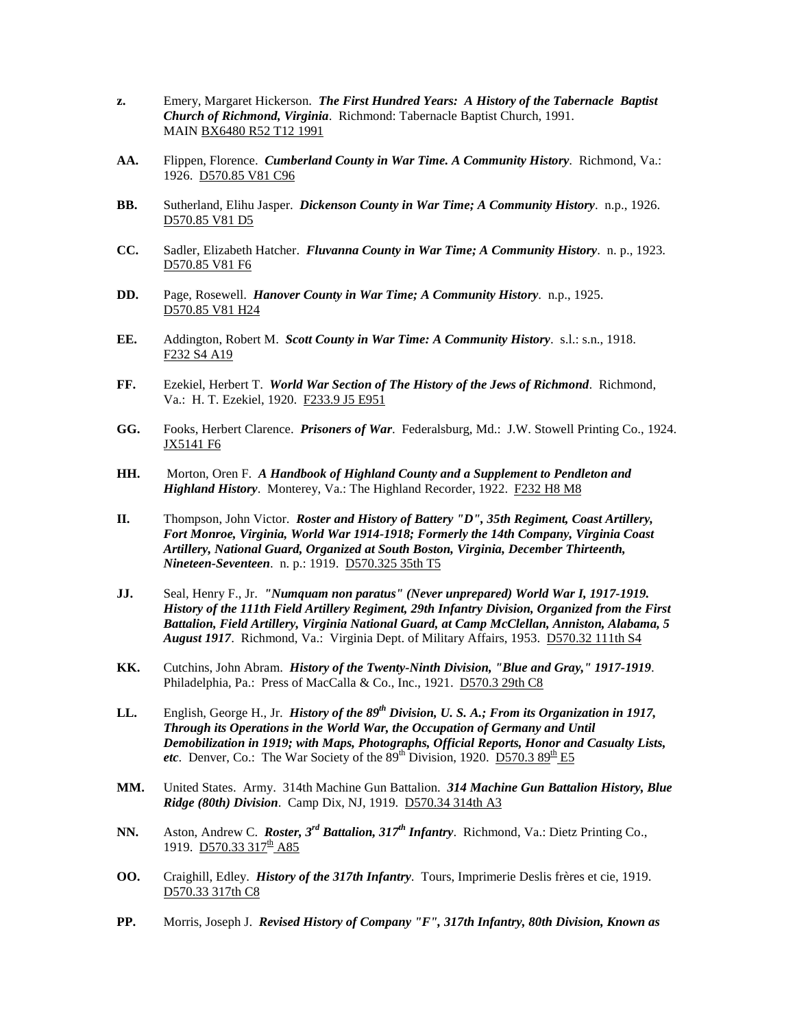**z.** Emery, Margaret Hickerson. ***The First Hundred Years: A History of the Tabernacle Baptist Church of Richmond, Virginia***. Richmond: Tabernacle Baptist Church, 1991. MAIN BX6480 R52 T12 1991

**AA.** Flippen, Florence. ***Cumberland County in War Time. A Community History***. Richmond, Va.: 1926. D570.85 V81 C96

**BB.** Sutherland, Elihu Jasper. ***Dickenson County in War Time; A Community History***. n.p., 1926. D570.85 V81 D5

**CC.** Sadler, Elizabeth Hatcher. ***Fluvanna County in War Time; A Community History***. n. p., 1923. D570.85 V81 F6

**DD.** Page, Rosewell. ***Hanover County in War Time; A Community History***. n.p., 1925. D570.85 V81 H24

**EE.** Addington, Robert M. ***Scott County in War Time: A Community History***. s.l.: s.n., 1918. F232 S4 A19

**FF.** Ezekiel, Herbert T. ***World War Section of The History of the Jews of Richmond***. Richmond, Va.: H. T. Ezekiel, 1920. F233.9 J5 E951

**GG.** Fooks, Herbert Clarence. ***Prisoners of War***. Federalsburg, Md.: J.W. Stowell Printing Co., 1924. JX5141 F6

**HH.** Morton, Oren F. ***A Handbook of Highland County and a Supplement to Pendleton and Highland History***. Monterey, Va.: The Highland Recorder, 1922. F232 H8 M8

**II.** Thompson, John Victor. ***Roster and History of Battery "D", 35th Regiment, Coast Artillery, Fort Monroe, Virginia, World War 1914-1918; Formerly the 14th Company, Virginia Coast Artillery, National Guard, Organized at South Boston, Virginia, December Thirteenth, Nineteen-Seventeen***. n. p.: 1919. D570.325 35th T5

**JJ.** Seal, Henry F., Jr. ***"Numquam non paratus" (Never unprepared) World War I, 1917-1919. History of the 111th Field Artillery Regiment, 29th Infantry Division, Organized from the First Battalion, Field Artillery, Virginia National Guard, at Camp McClellan, Anniston, Alabama, 5 August 1917***. Richmond, Va.: Virginia Dept. of Military Affairs, 1953. D570.32 111th S4

**KK.** Cutchins, John Abram. ***History of the Twenty-Ninth Division, "Blue and Gray," 1917-1919***. Philadelphia, Pa.: Press of MacCalla & Co., Inc., 1921. D570.3 29th C8

**LL.** English, George H., Jr. ***History of the 89th Division, U. S. A.; From its Organization in 1917, Through its Operations in the World War, the Occupation of Germany and Until Demobilization in 1919; with Maps, Photographs, Official Reports, Honor and Casualty Lists, etc***. Denver, Co.: The War Society of the 89th Division, 1920. D570.3 89th E5

**MM.** United States. Army. 314th Machine Gun Battalion. ***314 Machine Gun Battalion History, Blue Ridge (80th) Division***. Camp Dix, NJ, 1919. D570.34 314th A3

**NN.** Aston, Andrew C. ***Roster, 3rd Battalion, 317th Infantry***. Richmond, Va.: Dietz Printing Co., 1919. D570.33 317th A85

**OO.** Craighill, Edley. ***History of the 317th Infantry***. Tours, Imprimerie Deslis frères et cie, 1919. D570.33 317th C8

**PP.** Morris, Joseph J. ***Revised History of Company "F", 317th Infantry, 80th Division, Known as***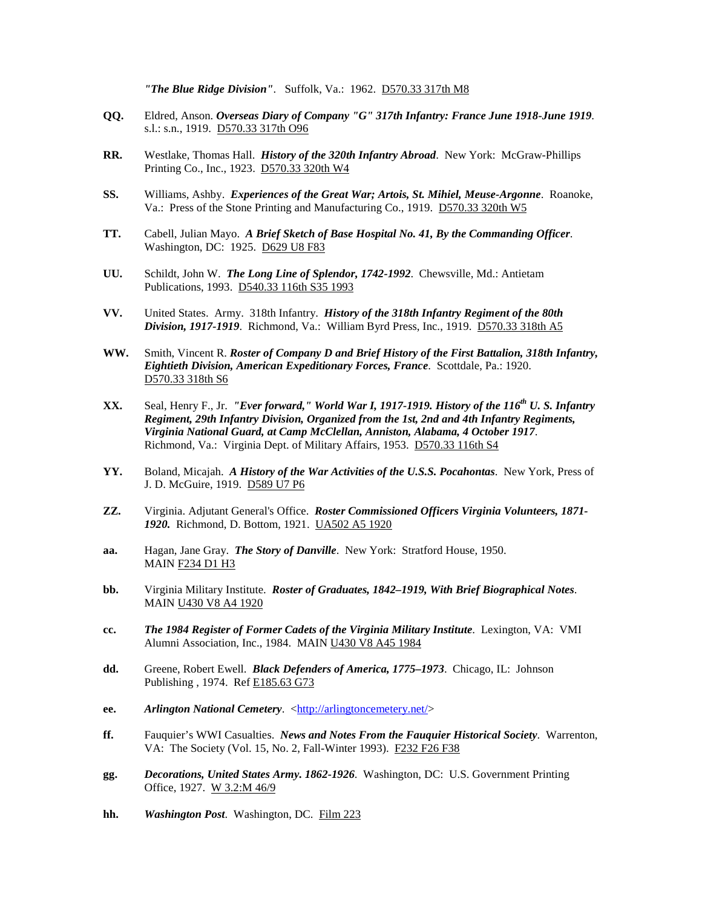***"The Blue Ridge Division"***. Suffolk, Va.: 1962. D570.33 317th M8

**QQ.** Eldred, Anson. ***Overseas Diary of Company "G" 317th Infantry: France June 1918-June 1919***. s.l.: s.n., 1919. D570.33 317th O96

**RR.** Westlake, Thomas Hall. ***History of the 320th Infantry Abroad***. New York: McGraw-Phillips Printing Co., Inc., 1923. D570.33 320th W4

**SS.** Williams, Ashby. ***Experiences of the Great War; Artois, St. Mihiel, Meuse-Argonne***. Roanoke, Va.: Press of the Stone Printing and Manufacturing Co., 1919. D570.33 320th W5

**TT.** Cabell, Julian Mayo. ***A Brief Sketch of Base Hospital No. 41, By the Commanding Officer***. Washington, DC: 1925. D629 U8 F83

**UU.** Schildt, John W. ***The Long Line of Splendor, 1742-1992***. Chewsville, Md.: Antietam Publications, 1993. D540.33 116th S35 1993

**VV.** United States. Army. 318th Infantry. ***History of the 318th Infantry Regiment of the 80th Division, 1917-1919***. Richmond, Va.: William Byrd Press, Inc., 1919. D570.33 318th A5

**WW.** Smith, Vincent R. ***Roster of Company D and Brief History of the First Battalion, 318th Infantry, Eightieth Division, American Expeditionary Forces, France***. Scottdale, Pa.: 1920. D570.33 318th S6

**XX.** Seal, Henry F., Jr. ***"Ever forward," World War I, 1917-1919. History of the 116th U. S. Infantry Regiment, 29th Infantry Division, Organized from the 1st, 2nd and 4th Infantry Regiments, Virginia National Guard, at Camp McClellan, Anniston, Alabama, 4 October 1917***. Richmond, Va.: Virginia Dept. of Military Affairs, 1953. D570.33 116th S4

**YY.** Boland, Micajah. ***A History of the War Activities of the U.S.S. Pocahontas***. New York, Press of J. D. McGuire, 1919. D589 U7 P6

**ZZ.** Virginia. Adjutant General's Office. ***Roster Commissioned Officers Virginia Volunteers, 1871-1920.*** Richmond, D. Bottom, 1921. UA502 A5 1920

**aa.** Hagan, Jane Gray. ***The Story of Danville***. New York: Stratford House, 1950. MAIN F234 D1 H3

**bb.** Virginia Military Institute. ***Roster of Graduates, 1842–1919, With Brief Biographical Notes***. MAIN U430 V8 A4 1920

**cc.** ***The 1984 Register of Former Cadets of the Virginia Military Institute***. Lexington, VA: VMI Alumni Association, Inc., 1984. MAIN U430 V8 A45 1984

**dd.** Greene, Robert Ewell. ***Black Defenders of America, 1775–1973***. Chicago, IL: Johnson Publishing , 1974. Ref E185.63 G73

**ee.** ***Arlington National Cemetery***. <http://arlingtoncemetery.net/>

**ff.** Fauquier's WWI Casualties. ***News and Notes From the Fauquier Historical Society***. Warrenton, VA: The Society (Vol. 15, No. 2, Fall-Winter 1993). F232 F26 F38

**gg.** ***Decorations, United States Army. 1862-1926***. Washington, DC: U.S. Government Printing Office, 1927. W 3.2:M 46/9

**hh.** ***Washington Post***. Washington, DC. Film 223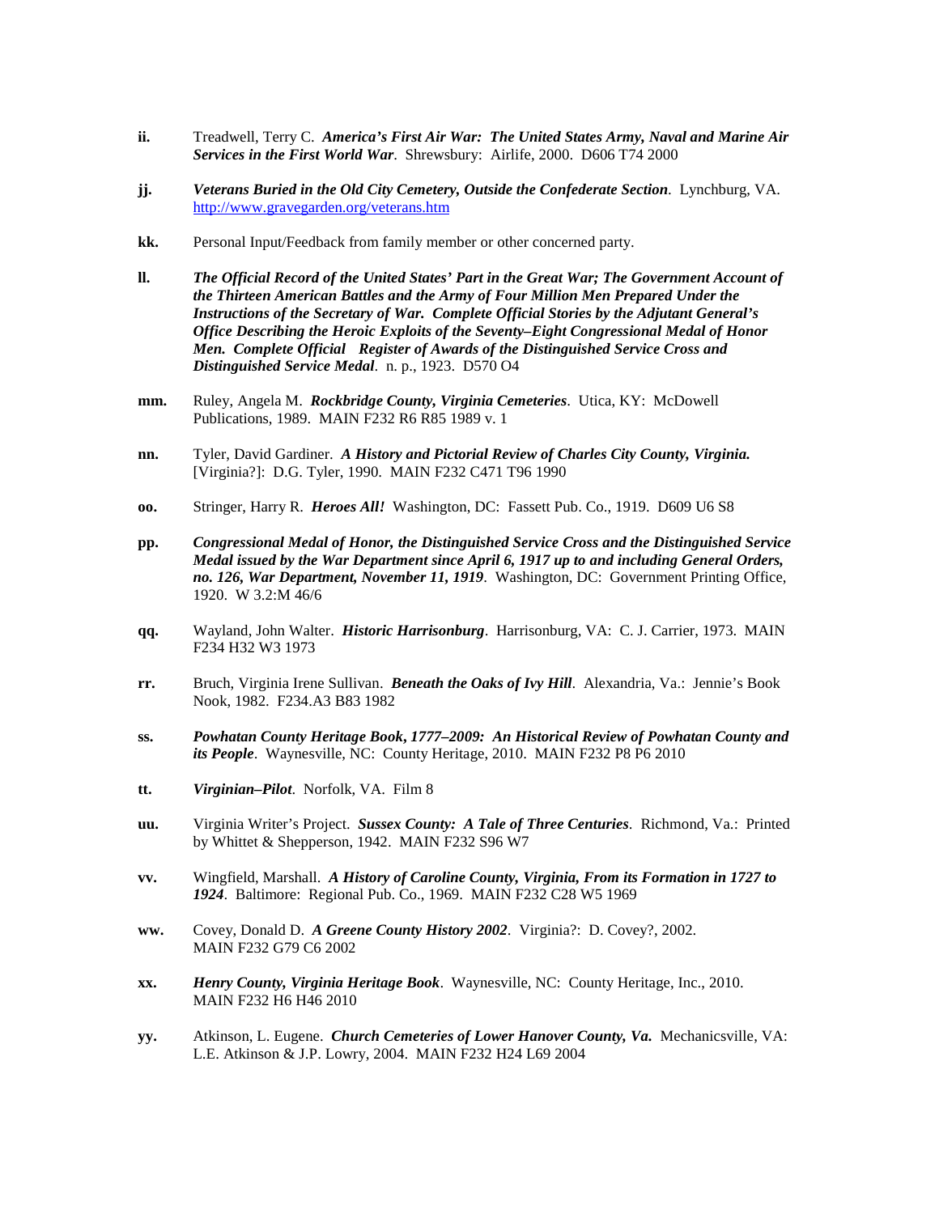**ii.** Treadwell, Terry C. ***America's First Air War: The United States Army, Naval and Marine Air Services in the First World War***. Shrewsbury: Airlife, 2000. D606 T74 2000

**jj.** ***Veterans Buried in the Old City Cemetery, Outside the Confederate Section***. Lynchburg, VA. http://www.gravegarden.org/veterans.htm

**kk.** Personal Input/Feedback from family member or other concerned party.

**ll.** ***The Official Record of the United States' Part in the Great War; The Government Account of the Thirteen American Battles and the Army of Four Million Men Prepared Under the Instructions of the Secretary of War. Complete Official Stories by the Adjutant General's Office Describing the Heroic Exploits of the Seventy–Eight Congressional Medal of Honor Men. Complete Official Register of Awards of the Distinguished Service Cross and Distinguished Service Medal***. n. p., 1923. D570 O4

**mm.** Ruley, Angela M. ***Rockbridge County, Virginia Cemeteries***. Utica, KY: McDowell Publications, 1989. MAIN F232 R6 R85 1989 v. 1

**nn.** Tyler, David Gardiner. ***A History and Pictorial Review of Charles City County, Virginia.*** [Virginia?]: D.G. Tyler, 1990. MAIN F232 C471 T96 1990

**oo.** Stringer, Harry R. ***Heroes All!*** Washington, DC: Fassett Pub. Co., 1919. D609 U6 S8

**pp.** ***Congressional Medal of Honor, the Distinguished Service Cross and the Distinguished Service Medal issued by the War Department since April 6, 1917 up to and including General Orders, no. 126, War Department, November 11, 1919***. Washington, DC: Government Printing Office, 1920. W 3.2:M 46/6

**qq.** Wayland, John Walter. ***Historic Harrisonburg***. Harrisonburg, VA: C. J. Carrier, 1973. MAIN F234 H32 W3 1973

**rr.** Bruch, Virginia Irene Sullivan. ***Beneath the Oaks of Ivy Hill***. Alexandria, Va.: Jennie's Book Nook, 1982. F234.A3 B83 1982

**ss.** ***Powhatan County Heritage Book, 1777–2009: An Historical Review of Powhatan County and its People***. Waynesville, NC: County Heritage, 2010. MAIN F232 P8 P6 2010

**tt.** ***Virginian–Pilot***. Norfolk, VA. Film 8

**uu.** Virginia Writer's Project. ***Sussex County: A Tale of Three Centuries***. Richmond, Va.: Printed by Whittet & Shepperson, 1942. MAIN F232 S96 W7

**vv.** Wingfield, Marshall. ***A History of Caroline County, Virginia, From its Formation in 1727 to 1924***. Baltimore: Regional Pub. Co., 1969. MAIN F232 C28 W5 1969

**ww.** Covey, Donald D. ***A Greene County History 2002***. Virginia?: D. Covey?, 2002. MAIN F232 G79 C6 2002

**xx.** ***Henry County, Virginia Heritage Book***. Waynesville, NC: County Heritage, Inc., 2010. MAIN F232 H6 H46 2010

**yy.** Atkinson, L. Eugene. ***Church Cemeteries of Lower Hanover County, Va.*** Mechanicsville, VA: L.E. Atkinson & J.P. Lowry, 2004. MAIN F232 H24 L69 2004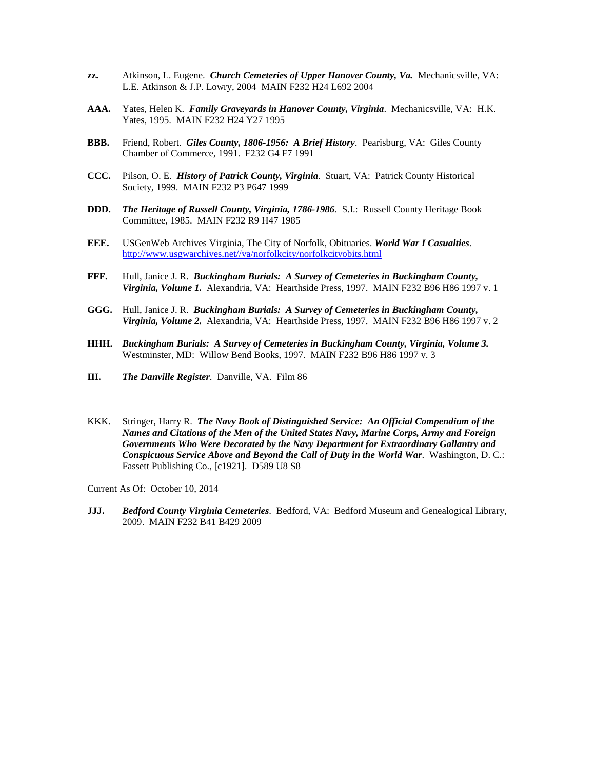**zz.** Atkinson, L. Eugene. ***Church Cemeteries of Upper Hanover County, Va.*** Mechanicsville, VA: L.E. Atkinson & J.P. Lowry, 2004 MAIN F232 H24 L692 2004

**AAA.** Yates, Helen K. ***Family Graveyards in Hanover County, Virginia***. Mechanicsville, VA: H.K. Yates, 1995. MAIN F232 H24 Y27 1995

**BBB.** Friend, Robert. ***Giles County, 1806-1956: A Brief History***. Pearisburg, VA: Giles County Chamber of Commerce, 1991. F232 G4 F7 1991

**CCC.** Pilson, O. E. ***History of Patrick County, Virginia***. Stuart, VA: Patrick County Historical Society, 1999. MAIN F232 P3 P647 1999

**DDD.** ***The Heritage of Russell County, Virginia, 1786-1986***. S.I.: Russell County Heritage Book Committee, 1985. MAIN F232 R9 H47 1985

**EEE.** USGenWeb Archives Virginia, The City of Norfolk, Obituaries. ***World War I Casualties***. http://www.usgwarchives.net//va/norfolkcity/norfolkcityobits.html

**FFF.** Hull, Janice J. R. ***Buckingham Burials: A Survey of Cemeteries in Buckingham County, Virginia, Volume 1.*** Alexandria, VA: Hearthside Press, 1997. MAIN F232 B96 H86 1997 v. 1

**GGG.** Hull, Janice J. R. ***Buckingham Burials: A Survey of Cemeteries in Buckingham County, Virginia, Volume 2.*** Alexandria, VA: Hearthside Press, 1997. MAIN F232 B96 H86 1997 v. 2

**HHH.** ***Buckingham Burials: A Survey of Cemeteries in Buckingham County, Virginia, Volume 3.*** Westminster, MD: Willow Bend Books, 1997. MAIN F232 B96 H86 1997 v. 3

**III.** ***The Danville Register***. Danville, VA. Film 86

KKK. Stringer, Harry R. ***The Navy Book of Distinguished Service: An Official Compendium of the Names and Citations of the Men of the United States Navy, Marine Corps, Army and Foreign Governments Who Were Decorated by the Navy Department for Extraordinary Gallantry and Conspicuous Service Above and Beyond the Call of Duty in the World War***. Washington, D. C.: Fassett Publishing Co., [c1921]. D589 U8 S8

Current As Of: October 10, 2014

**JJJ.** ***Bedford County Virginia Cemeteries***. Bedford, VA: Bedford Museum and Genealogical Library, 2009. MAIN F232 B41 B429 2009